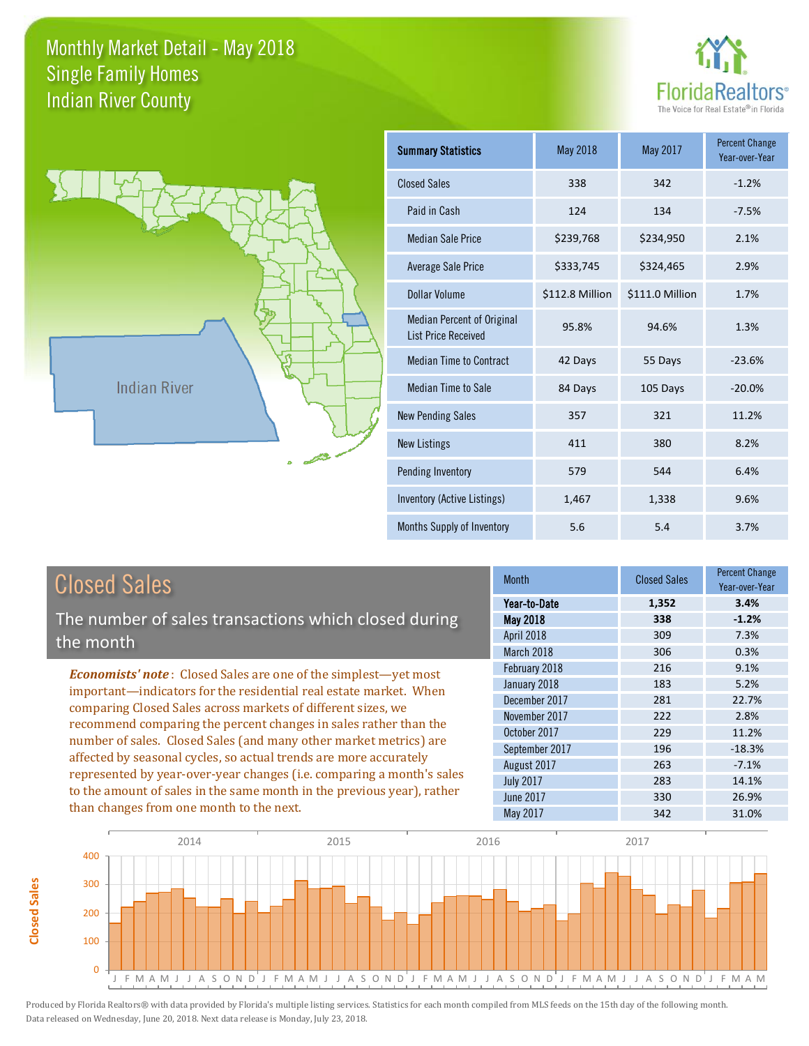# Monthly Market Detail - May 2018
## Single Family Homes
## Indian River County

Indian River

| Summary Statistics | May 2018 | May 2017 | Percent Change Year-over-Year |
|---|---|---|---|
| Closed Sales | 338 | 342 | -1.2% |
| Paid in Cash | 124 | 134 | -7.5% |
| Median Sale Price | $239,768 | $234,950 | 2.1% |
| Average Sale Price | $333,745 | $324,465 | 2.9% |
| Dollar Volume | $112.8 Million | $111.0 Million | 1.7% |
| Median Percent of Original List Price Received | 95.8% | 94.6% | 1.3% |
| Median Time to Contract | 42 Days | 55 Days | -23.6% |
| Median Time to Sale | 84 Days | 105 Days | -20.0% |
| New Pending Sales | 357 | 321 | 11.2% |
| New Listings | 411 | 380 | 8.2% |
| Pending Inventory | 579 | 544 | 6.4% |
| Inventory (Active Listings) | 1,467 | 1,338 | 9.6% |
| Months Supply of Inventory | 5.6 | 5.4 | 3.7% |

## Closed Sales

The number of sales transactions which closed during the month

***Economists' note*** : Closed Sales are one of the simplest—yet most important—indicators for the residential real estate market. When comparing Closed Sales across markets of different sizes, we recommend comparing the percent changes in sales rather than the number of sales. Closed Sales (and many other market metrics) are affected by seasonal cycles, so actual trends are more accurately represented by year-over-year changes (i.e. comparing a month's sales to the amount of sales in the same month in the previous year), rather than changes from one month to the next.

| Month | Closed Sales | Percent Change Year-over-Year |
|---|---|---|
| **Year-to-Date** | **1,352** | **3.4%** |
| **May 2018** | **338** | **-1.2%** |
| April 2018 | 309 | 7.3% |
| March 2018 | 306 | 0.3% |
| February 2018 | 216 | 9.1% |
| January 2018 | 183 | 5.2% |
| December 2017 | 281 | 22.7% |
| November 2017 | 222 | 2.8% |
| October 2017 | 229 | 11.2% |
| September 2017 | 196 | -18.3% |
| August 2017 | 263 | -7.1% |
| July 2017 | 283 | 14.1% |
| June 2017 | 330 | 26.9% |
| May 2017 | 342 | 31.0% |

Produced by Florida Realtors® with data provided by Florida's multiple listing services. Statistics for each month compiled from MLS feeds on the 15th day of the following month. Data released on Wednesday, June 20, 2018. Next data release is Monday, July 23, 2018.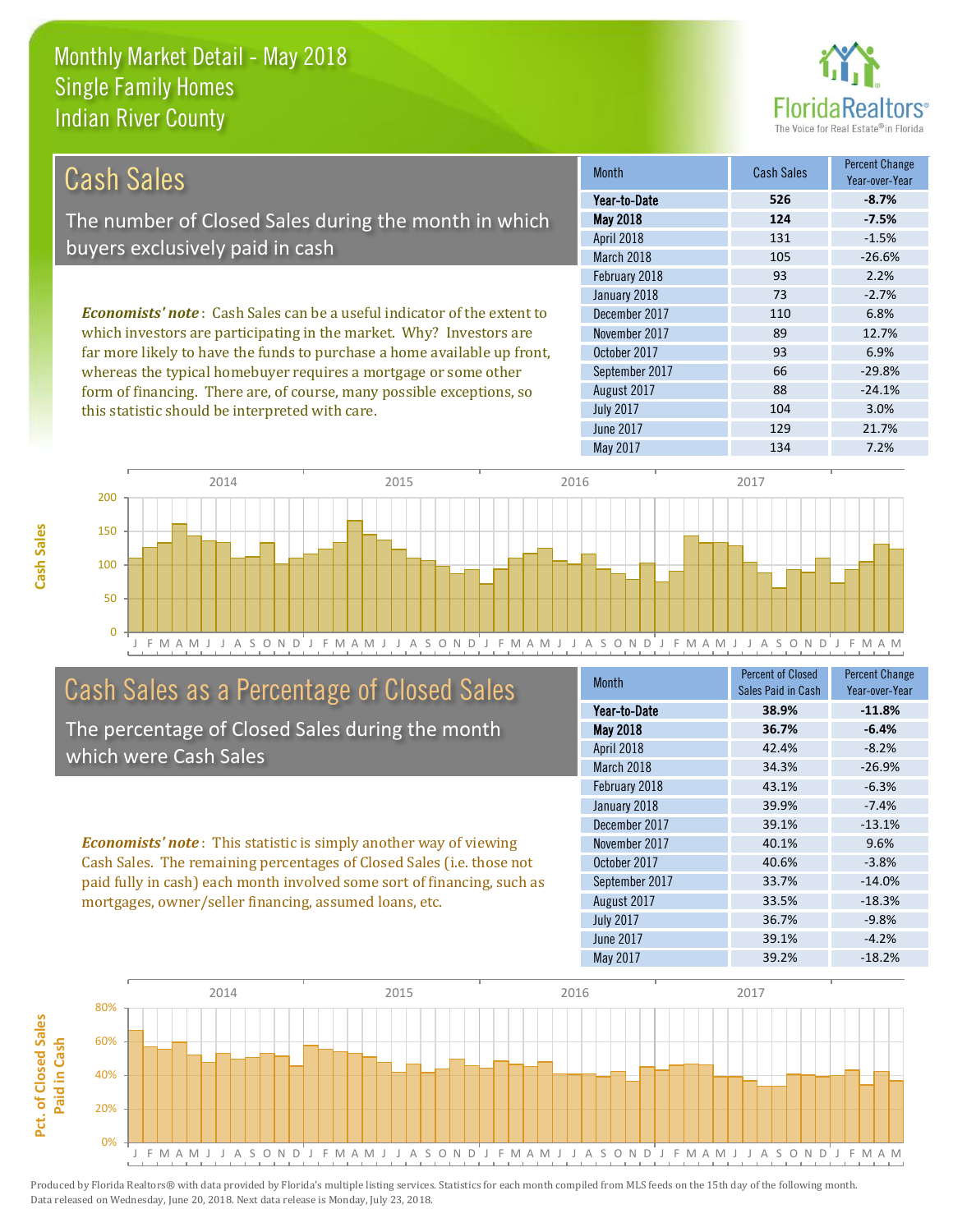# Monthly Market Detail - May 2018
## Single Family Homes
## Indian River County

## Cash Sales

The number of Closed Sales during the month in which buyers exclusively paid in cash

***Economists' note***: Cash Sales can be a useful indicator of the extent to which investors are participating in the market. Why? Investors are far more likely to have the funds to purchase a home available up front, whereas the typical homebuyer requires a mortgage or some other form of financing. There are, of course, many possible exceptions, so this statistic should be interpreted with care.

| Month | Cash Sales | Percent Change Year-over-Year |
|---|---|---|
| **Year-to-Date** | **526** | **-8.7%** |
| **May 2018** | **124** | **-7.5%** |
| April 2018 | 131 | -1.5% |
| March 2018 | 105 | -26.6% |
| February 2018 | 93 | 2.2% |
| January 2018 | 73 | -2.7% |
| December 2017 | 110 | 6.8% |
| November 2017 | 89 | 12.7% |
| October 2017 | 93 | 6.9% |
| September 2017 | 66 | -29.8% |
| August 2017 | 88 | -24.1% |
| July 2017 | 104 | 3.0% |
| June 2017 | 129 | 21.7% |
| May 2017 | 134 | 7.2% |

## Cash Sales as a Percentage of Closed Sales

The percentage of Closed Sales during the month which were Cash Sales

***Economists' note***: This statistic is simply another way of viewing Cash Sales. The remaining percentages of Closed Sales (i.e. those not paid fully in cash) each month involved some sort of financing, such as mortgages, owner/seller financing, assumed loans, etc.

| Month | Percent of Closed Sales Paid in Cash | Percent Change Year-over-Year |
|---|---|---|
| **Year-to-Date** | **38.9%** | **-11.8%** |
| **May 2018** | **36.7%** | **-6.4%** |
| April 2018 | 42.4% | -8.2% |
| March 2018 | 34.3% | -26.9% |
| February 2018 | 43.1% | -6.3% |
| January 2018 | 39.9% | -7.4% |
| December 2017 | 39.1% | -13.1% |
| November 2017 | 40.1% | 9.6% |
| October 2017 | 40.6% | -3.8% |
| September 2017 | 33.7% | -14.0% |
| August 2017 | 33.5% | -18.3% |
| July 2017 | 36.7% | -9.8% |
| June 2017 | 39.1% | -4.2% |
| May 2017 | 39.2% | -18.2% |

Produced by Florida Realtors® with data provided by Florida's multiple listing services. Statistics for each month compiled from MLS feeds on the 15th day of the following month. Data released on Wednesday, June 20, 2018. Next data release is Monday, July 23, 2018.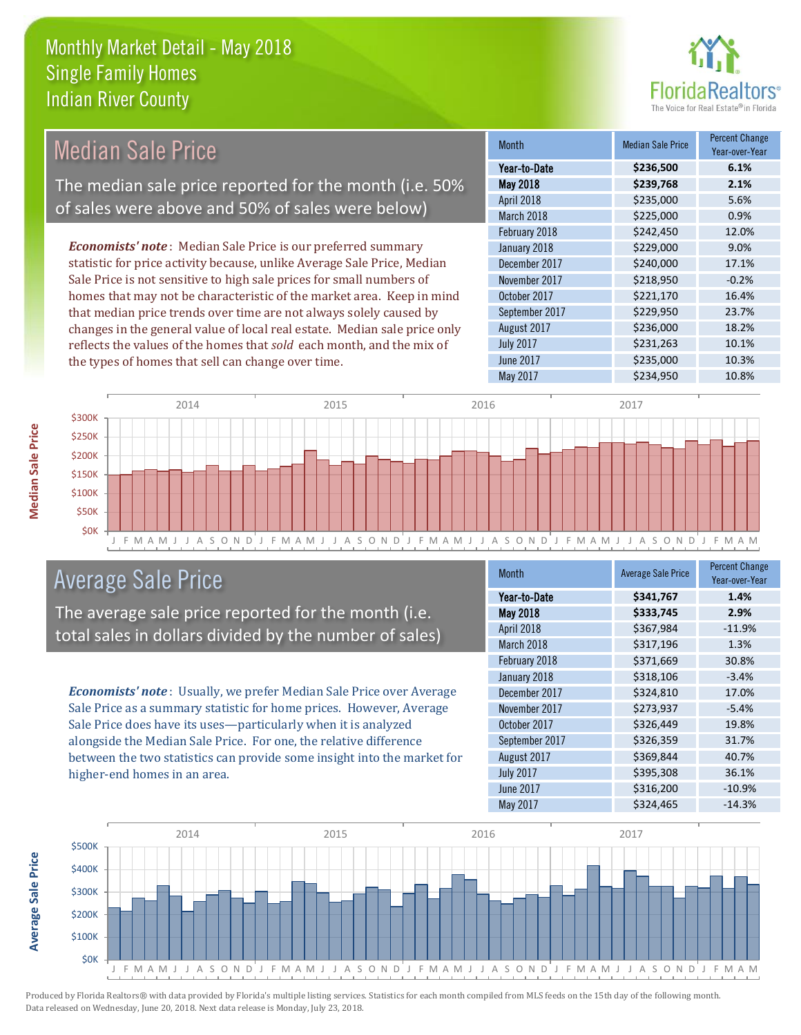# Monthly Market Detail - May 2018
## Single Family Homes
## Indian River County

## Median Sale Price

The median sale price reported for the month (i.e. 50% of sales were above and 50% of sales were below)

*Economists' note*: Median Sale Price is our preferred summary statistic for price activity because, unlike Average Sale Price, Median Sale Price is not sensitive to high sale prices for small numbers of homes that may not be characteristic of the market area. Keep in mind that median price trends over time are not always solely caused by changes in the general value of local real estate. Median sale price only reflects the values of the homes that *sold* each month, and the mix of the types of homes that sell can change over time.

| Month | Median Sale Price | Percent Change Year-over-Year |
|---|---|---|
| **Year-to-Date** | **$236,500** | **6.1%** |
| **May 2018** | **$239,768** | **2.1%** |
| April 2018 | $235,000 | 5.6% |
| March 2018 | $225,000 | 0.9% |
| February 2018 | $242,450 | 12.0% |
| January 2018 | $229,000 | 9.0% |
| December 2017 | $240,000 | 17.1% |
| November 2017 | $218,950 | -0.2% |
| October 2017 | $221,170 | 16.4% |
| September 2017 | $229,950 | 23.7% |
| August 2017 | $236,000 | 18.2% |
| July 2017 | $231,263 | 10.1% |
| June 2017 | $235,000 | 10.3% |
| May 2017 | $234,950 | 10.8% |

## Average Sale Price

The average sale price reported for the month (i.e. total sales in dollars divided by the number of sales)

*Economists' note*: Usually, we prefer Median Sale Price over Average Sale Price as a summary statistic for home prices. However, Average Sale Price does have its uses—particularly when it is analyzed alongside the Median Sale Price. For one, the relative difference between the two statistics can provide some insight into the market for higher-end homes in an area.

| Month | Average Sale Price | Percent Change Year-over-Year |
|---|---|---|
| **Year-to-Date** | **$341,767** | **1.4%** |
| **May 2018** | **$333,745** | **2.9%** |
| April 2018 | $367,984 | -11.9% |
| March 2018 | $317,196 | 1.3% |
| February 2018 | $371,669 | 30.8% |
| January 2018 | $318,106 | -3.4% |
| December 2017 | $324,810 | 17.0% |
| November 2017 | $273,937 | -5.4% |
| October 2017 | $326,449 | 19.8% |
| September 2017 | $326,359 | 31.7% |
| August 2017 | $369,844 | 40.7% |
| July 2017 | $395,308 | 36.1% |
| June 2017 | $316,200 | -10.9% |
| May 2017 | $324,465 | -14.3% |

Produced by Florida Realtors® with data provided by Florida's multiple listing services. Statistics for each month compiled from MLS feeds on the 15th day of the following month. Data released on Wednesday, June 20, 2018. Next data release is Monday, July 23, 2018.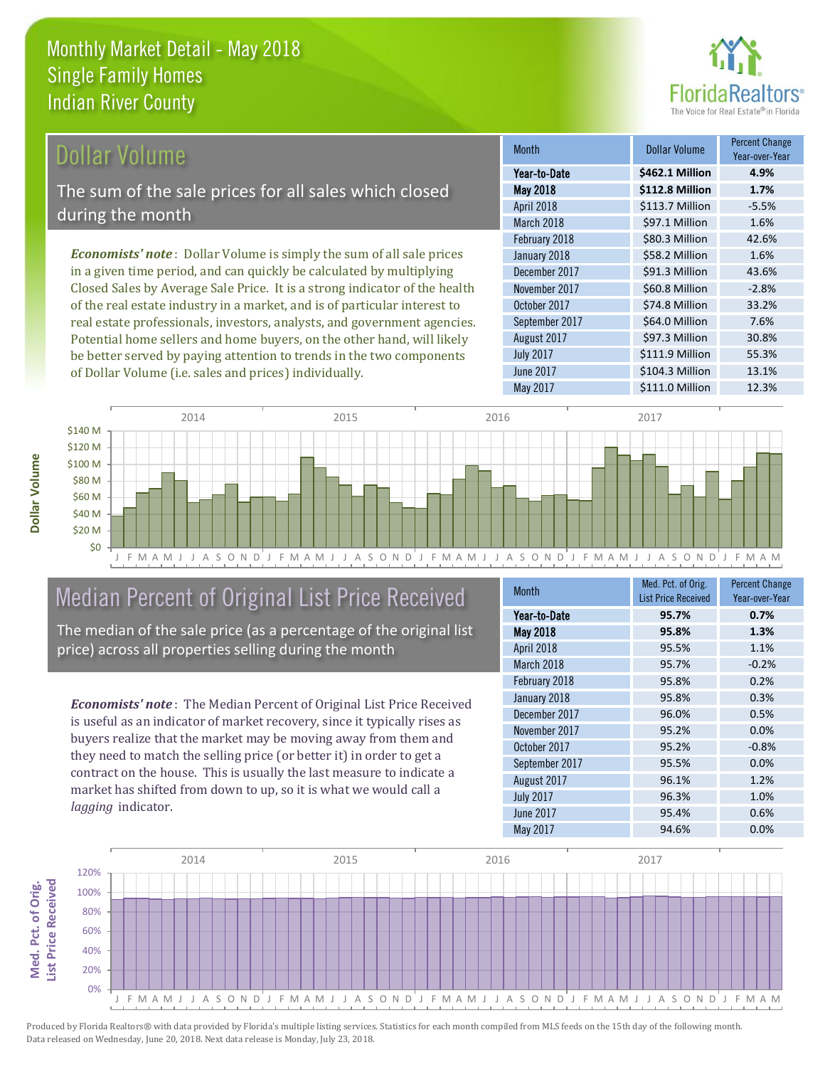# Monthly Market Detail - May 2018
## Single Family Homes
## Indian River County

## Dollar Volume

The sum of the sale prices for all sales which closed during the month

*Economists' note*: Dollar Volume is simply the sum of all sale prices in a given time period, and can quickly be calculated by multiplying Closed Sales by Average Sale Price. It is a strong indicator of the health of the real estate industry in a market, and is of particular interest to real estate professionals, investors, analysts, and government agencies. Potential home sellers and home buyers, on the other hand, will likely be better served by paying attention to trends in the two components of Dollar Volume (i.e. sales and prices) individually.

| Month | Dollar Volume | Percent Change Year-over-Year |
|---|---|---|
| **Year-to-Date** | **$462.1 Million** | **4.9%** |
| **May 2018** | **$112.8 Million** | **1.7%** |
| April 2018 | $113.7 Million | -5.5% |
| March 2018 | $97.1 Million | 1.6% |
| February 2018 | $80.3 Million | 42.6% |
| January 2018 | $58.2 Million | 1.6% |
| December 2017 | $91.3 Million | 43.6% |
| November 2017 | $60.8 Million | -2.8% |
| October 2017 | $74.8 Million | 33.2% |
| September 2017 | $64.0 Million | 7.6% |
| August 2017 | $97.3 Million | 30.8% |
| July 2017 | $111.9 Million | 55.3% |
| June 2017 | $104.3 Million | 13.1% |
| May 2017 | $111.0 Million | 12.3% |

## Median Percent of Original List Price Received

The median of the sale price (as a percentage of the original list price) across all properties selling during the month

*Economists' note*: The Median Percent of Original List Price Received is useful as an indicator of market recovery, since it typically rises as buyers realize that the market may be moving away from them and they need to match the selling price (or better it) in order to get a contract on the house. This is usually the last measure to indicate a market has shifted from down to up, so it is what we would call a *lagging* indicator.

| Month | Med. Pct. of Orig. List Price Received | Percent Change Year-over-Year |
|---|---|---|
| **Year-to-Date** | **95.7%** | **0.7%** |
| **May 2018** | **95.8%** | **1.3%** |
| April 2018 | 95.5% | 1.1% |
| March 2018 | 95.7% | -0.2% |
| February 2018 | 95.8% | 0.2% |
| January 2018 | 95.8% | 0.3% |
| December 2017 | 96.0% | 0.5% |
| November 2017 | 95.2% | 0.0% |
| October 2017 | 95.2% | -0.8% |
| September 2017 | 95.5% | 0.0% |
| August 2017 | 96.1% | 1.2% |
| July 2017 | 96.3% | 1.0% |
| June 2017 | 95.4% | 0.6% |
| May 2017 | 94.6% | 0.0% |

Produced by Florida Realtors® with data provided by Florida's multiple listing services. Statistics for each month compiled from MLS feeds on the 15th day of the following month. Data released on Wednesday, June 20, 2018. Next data release is Monday, July 23, 2018.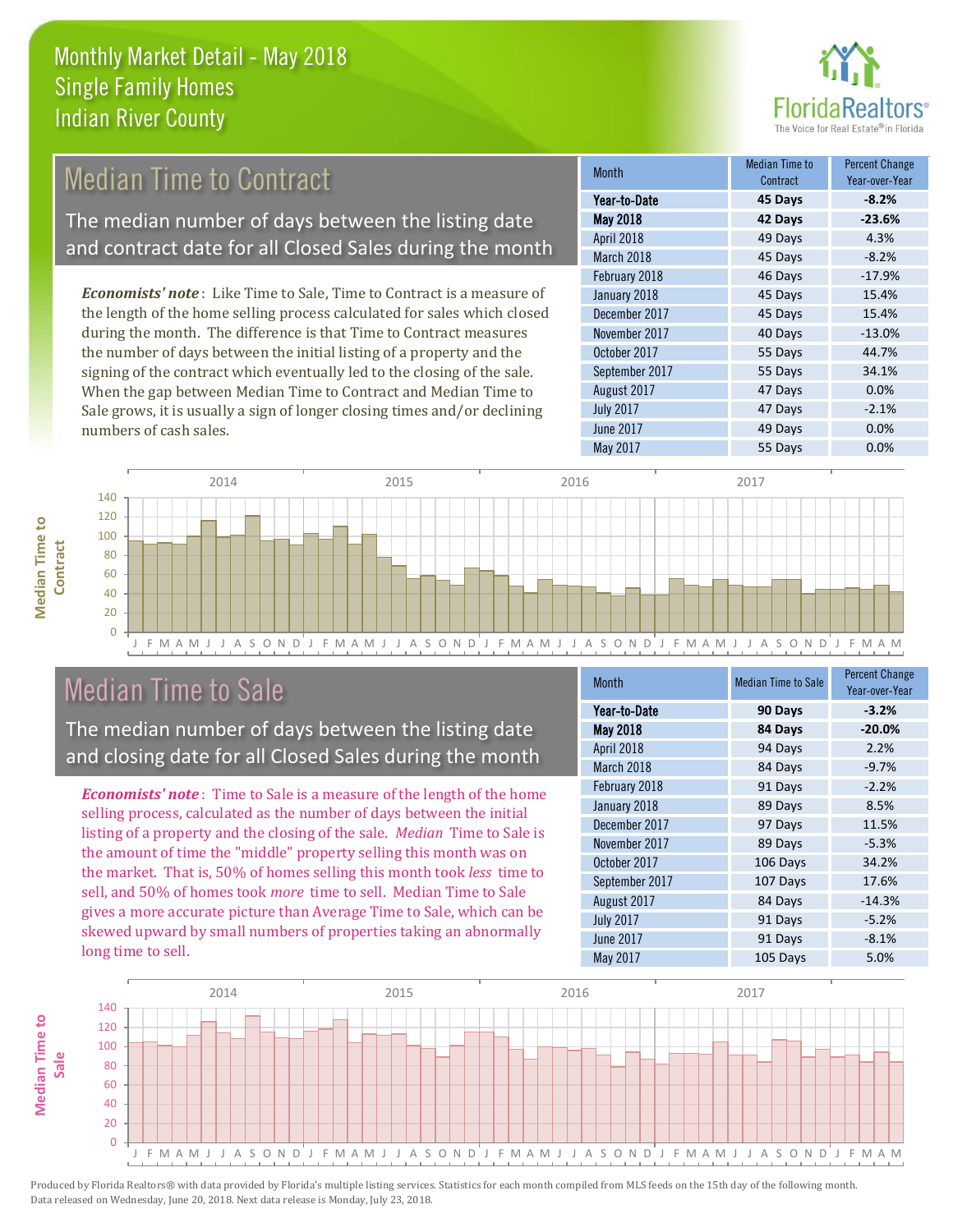# Monthly Market Detail - May 2018
## Single Family Homes
## Indian River County

## Median Time to Contract

The median number of days between the listing date and contract date for all Closed Sales during the month

***Economists' note***: Like Time to Sale, Time to Contract is a measure of the length of the home selling process calculated for sales which closed during the month. The difference is that Time to Contract measures the number of days between the initial listing of a property and the signing of the contract which eventually led to the closing of the sale. When the gap between Median Time to Contract and Median Time to Sale grows, it is usually a sign of longer closing times and/or declining numbers of cash sales.

| Month | Median Time to Contract | Percent Change Year-over-Year |
|---|---|---|
| **Year-to-Date** | **45 Days** | **-8.2%** |
| **May 2018** | **42 Days** | **-23.6%** |
| April 2018 | 49 Days | 4.3% |
| March 2018 | 45 Days | -8.2% |
| February 2018 | 46 Days | -17.9% |
| January 2018 | 45 Days | 15.4% |
| December 2017 | 45 Days | 15.4% |
| November 2017 | 40 Days | -13.0% |
| October 2017 | 55 Days | 44.7% |
| September 2017 | 55 Days | 34.1% |
| August 2017 | 47 Days | 0.0% |
| July 2017 | 47 Days | -2.1% |
| June 2017 | 49 Days | 0.0% |
| May 2017 | 55 Days | 0.0% |

## Median Time to Sale

The median number of days between the listing date and closing date for all Closed Sales during the month

***Economists' note***: Time to Sale is a measure of the length of the home selling process, calculated as the number of days between the initial listing of a property and the closing of the sale. *Median* Time to Sale is the amount of time the "middle" property selling this month was on the market. That is, 50% of homes selling this month took *less* time to sell, and 50% of homes took *more* time to sell. Median Time to Sale gives a more accurate picture than Average Time to Sale, which can be skewed upward by small numbers of properties taking an abnormally long time to sell.

| Month | Median Time to Sale | Percent Change Year-over-Year |
|---|---|---|
| **Year-to-Date** | **90 Days** | **-3.2%** |
| **May 2018** | **84 Days** | **-20.0%** |
| April 2018 | 94 Days | 2.2% |
| March 2018 | 84 Days | -9.7% |
| February 2018 | 91 Days | -2.2% |
| January 2018 | 89 Days | 8.5% |
| December 2017 | 97 Days | 11.5% |
| November 2017 | 89 Days | -5.3% |
| October 2017 | 106 Days | 34.2% |
| September 2017 | 107 Days | 17.6% |
| August 2017 | 84 Days | -14.3% |
| July 2017 | 91 Days | -5.2% |
| June 2017 | 91 Days | -8.1% |
| May 2017 | 105 Days | 5.0% |

Produced by Florida Realtors® with data provided by Florida's multiple listing services. Statistics for each month compiled from MLS feeds on the 15th day of the following month. Data released on Wednesday, June 20, 2018. Next data release is Monday, July 23, 2018.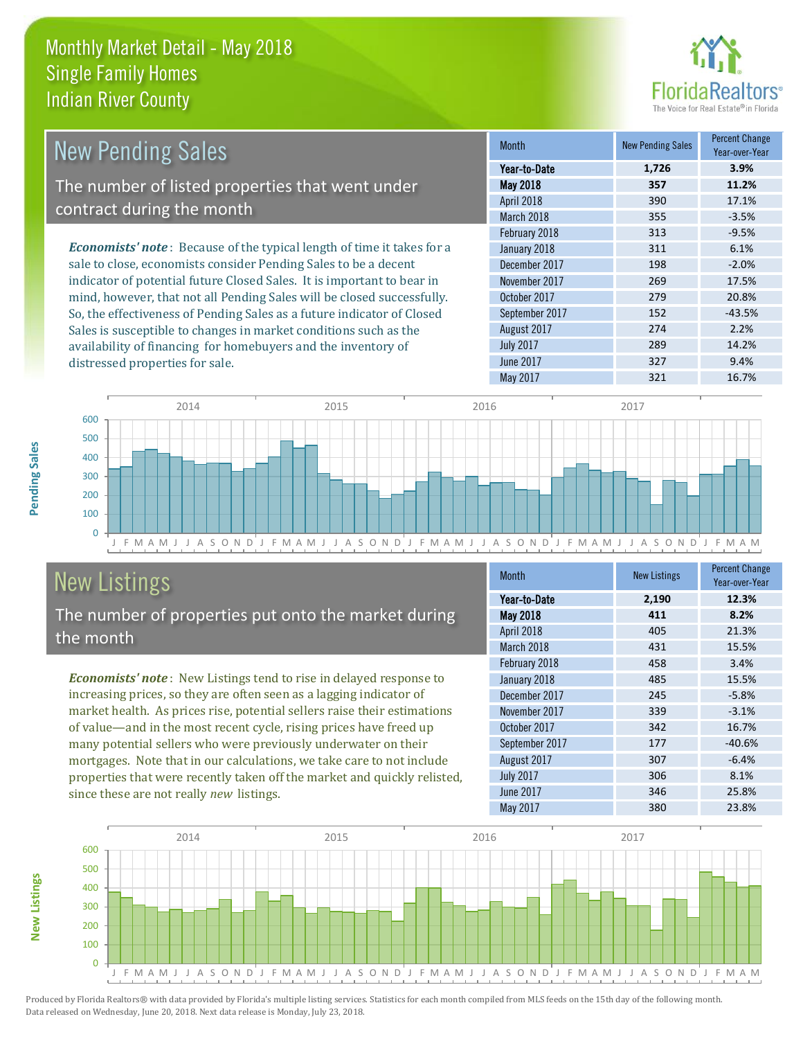# Monthly Market Detail - May 2018
## Single Family Homes
## Indian River County

## New Pending Sales

The number of listed properties that went under contract during the month

*Economists' note*: Because of the typical length of time it takes for a sale to close, economists consider Pending Sales to be a decent indicator of potential future Closed Sales. It is important to bear in mind, however, that not all Pending Sales will be closed successfully. So, the effectiveness of Pending Sales as a future indicator of Closed Sales is susceptible to changes in market conditions such as the availability of financing for homebuyers and the inventory of distressed properties for sale.

| Month | New Pending Sales | Percent Change Year-over-Year |
|---|---|---|
| **Year-to-Date** | **1,726** | **3.9%** |
| **May 2018** | **357** | **11.2%** |
| April 2018 | 390 | 17.1% |
| March 2018 | 355 | -3.5% |
| February 2018 | 313 | -9.5% |
| January 2018 | 311 | 6.1% |
| December 2017 | 198 | -2.0% |
| November 2017 | 269 | 17.5% |
| October 2017 | 279 | 20.8% |
| September 2017 | 152 | -43.5% |
| August 2017 | 274 | 2.2% |
| July 2017 | 289 | 14.2% |
| June 2017 | 327 | 9.4% |
| May 2017 | 321 | 16.7% |

## New Listings

The number of properties put onto the market during the month

*Economists' note*: New Listings tend to rise in delayed response to increasing prices, so they are often seen as a lagging indicator of market health. As prices rise, potential sellers raise their estimations of value—and in the most recent cycle, rising prices have freed up many potential sellers who were previously underwater on their mortgages. Note that in our calculations, we take care to not include properties that were recently taken off the market and quickly relisted, since these are not really *new* listings.

| Month | New Listings | Percent Change Year-over-Year |
|---|---|---|
| **Year-to-Date** | **2,190** | **12.3%** |
| **May 2018** | **411** | **8.2%** |
| April 2018 | 405 | 21.3% |
| March 2018 | 431 | 15.5% |
| February 2018 | 458 | 3.4% |
| January 2018 | 485 | 15.5% |
| December 2017 | 245 | -5.8% |
| November 2017 | 339 | -3.1% |
| October 2017 | 342 | 16.7% |
| September 2017 | 177 | -40.6% |
| August 2017 | 307 | -6.4% |
| July 2017 | 306 | 8.1% |
| June 2017 | 346 | 25.8% |
| May 2017 | 380 | 23.8% |

Produced by Florida Realtors® with data provided by Florida's multiple listing services. Statistics for each month compiled from MLS feeds on the 15th day of the following month. Data released on Wednesday, June 20, 2018. Next data release is Monday, July 23, 2018.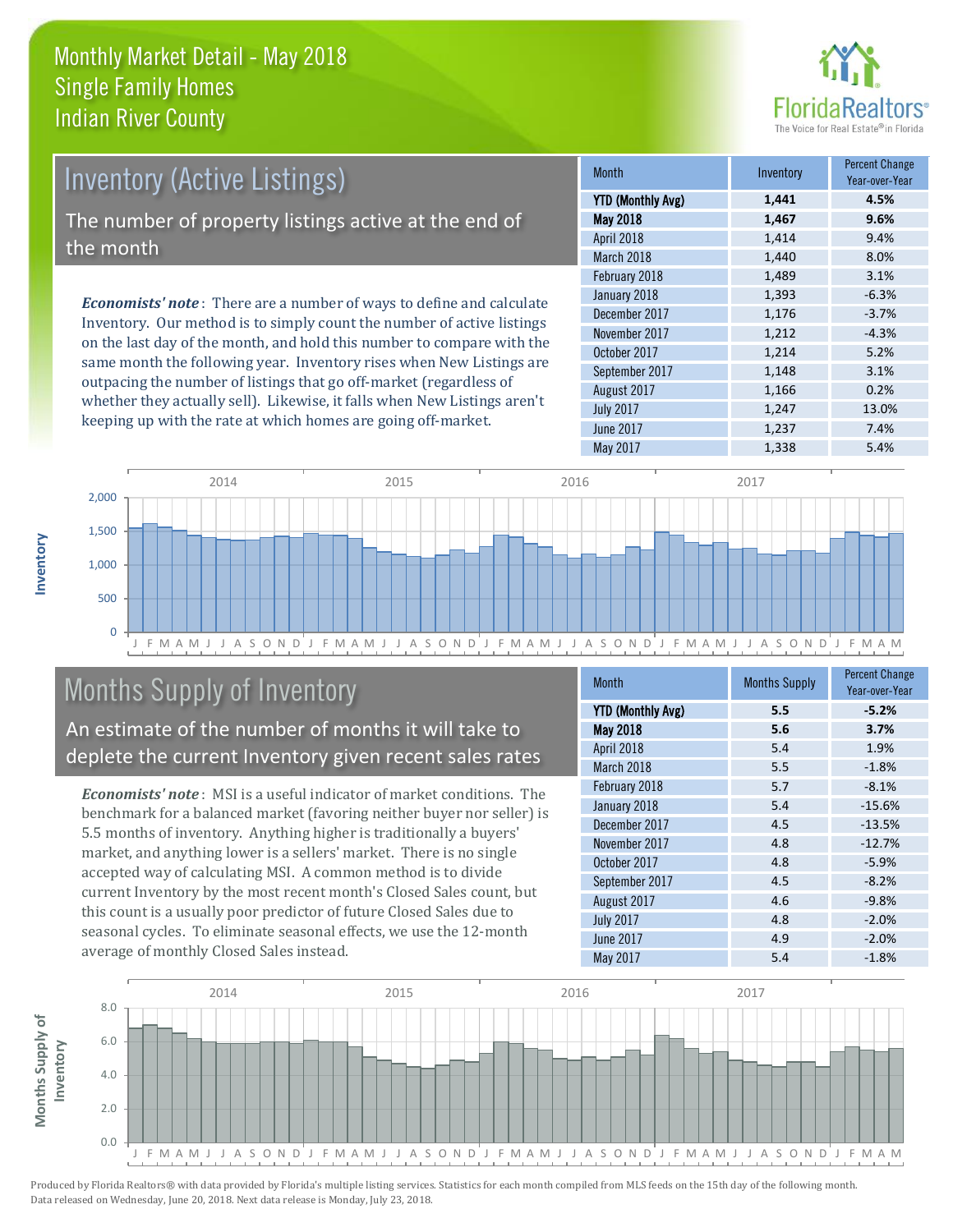# Monthly Market Detail - May 2018
## Single Family Homes
## Indian River County

## Inventory (Active Listings)

The number of property listings active at the end of the month

*Economists' note*: There are a number of ways to define and calculate Inventory. Our method is to simply count the number of active listings on the last day of the month, and hold this number to compare with the same month the following year. Inventory rises when New Listings are outpacing the number of listings that go off-market (regardless of whether they actually sell). Likewise, it falls when New Listings aren't keeping up with the rate at which homes are going off-market.

| Month | Inventory | Percent Change Year-over-Year |
|---|---|---|
| **YTD (Monthly Avg)** | **1,441** | **4.5%** |
| **May 2018** | **1,467** | **9.6%** |
| April 2018 | 1,414 | 9.4% |
| March 2018 | 1,440 | 8.0% |
| February 2018 | 1,489 | 3.1% |
| January 2018 | 1,393 | -6.3% |
| December 2017 | 1,176 | -3.7% |
| November 2017 | 1,212 | -4.3% |
| October 2017 | 1,214 | 5.2% |
| September 2017 | 1,148 | 3.1% |
| August 2017 | 1,166 | 0.2% |
| July 2017 | 1,247 | 13.0% |
| June 2017 | 1,237 | 7.4% |
| May 2017 | 1,338 | 5.4% |

## Months Supply of Inventory

An estimate of the number of months it will take to deplete the current Inventory given recent sales rates

*Economists' note*: MSI is a useful indicator of market conditions. The benchmark for a balanced market (favoring neither buyer nor seller) is 5.5 months of inventory. Anything higher is traditionally a buyers' market, and anything lower is a sellers' market. There is no single accepted way of calculating MSI. A common method is to divide current Inventory by the most recent month's Closed Sales count, but this count is a usually poor predictor of future Closed Sales due to seasonal cycles. To eliminate seasonal effects, we use the 12-month average of monthly Closed Sales instead.

| Month | Months Supply | Percent Change Year-over-Year |
|---|---|---|
| **YTD (Monthly Avg)** | **5.5** | **-5.2%** |
| **May 2018** | **5.6** | **3.7%** |
| April 2018 | 5.4 | 1.9% |
| March 2018 | 5.5 | -1.8% |
| February 2018 | 5.7 | -8.1% |
| January 2018 | 5.4 | -15.6% |
| December 2017 | 4.5 | -13.5% |
| November 2017 | 4.8 | -12.7% |
| October 2017 | 4.8 | -5.9% |
| September 2017 | 4.5 | -8.2% |
| August 2017 | 4.6 | -9.8% |
| July 2017 | 4.8 | -2.0% |
| June 2017 | 4.9 | -2.0% |
| May 2017 | 5.4 | -1.8% |

Produced by Florida Realtors® with data provided by Florida's multiple listing services. Statistics for each month compiled from MLS feeds on the 15th day of the following month. Data released on Wednesday, June 20, 2018. Next data release is Monday, July 23, 2018.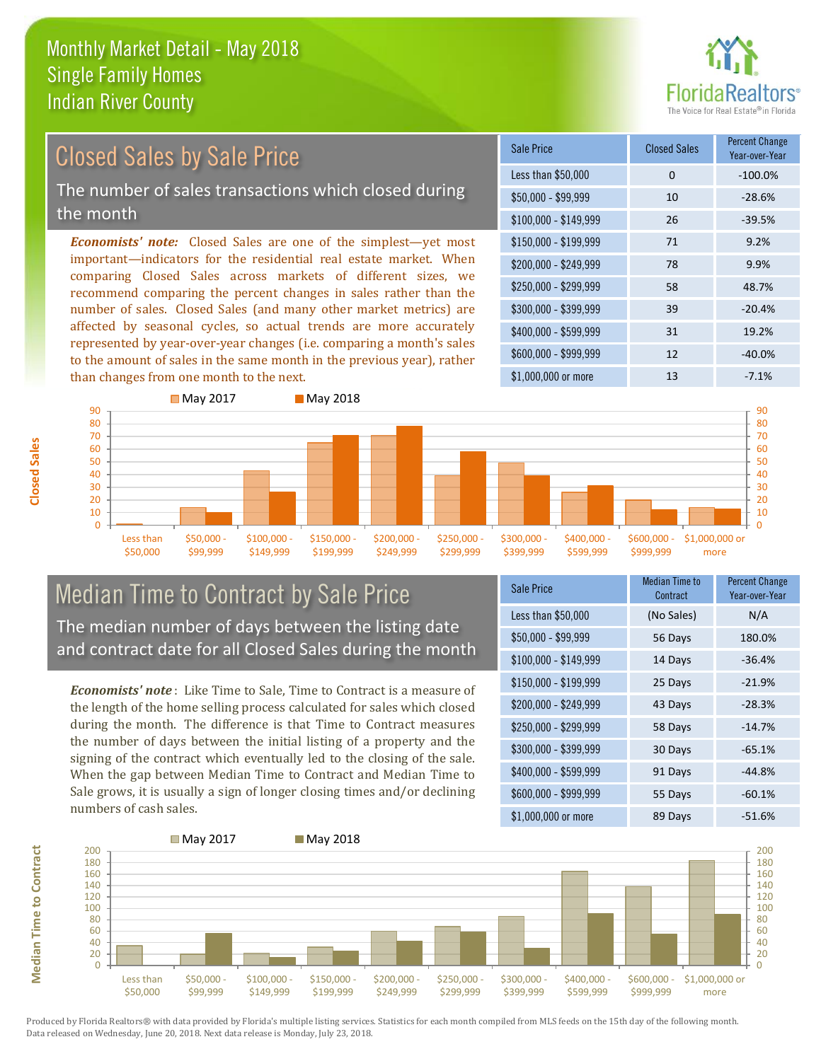# Monthly Market Detail - May 2018
## Single Family Homes
## Indian River County

## Closed Sales by Sale Price

The number of sales transactions which closed during the month

***Economists' note:*** Closed Sales are one of the simplest—yet most important—indicators for the residential real estate market. When comparing Closed Sales across markets of different sizes, we recommend comparing the percent changes in sales rather than the number of sales. Closed Sales (and many other market metrics) are affected by seasonal cycles, so actual trends are more accurately represented by year-over-year changes (i.e. comparing a month's sales to the amount of sales in the same month in the previous year), rather than changes from one month to the next.

| Sale Price | Closed Sales | Percent Change Year-over-Year |
|---|---|---|
| Less than $50,000 | 0 | -100.0% |
| $50,000 - $99,999 | 10 | -28.6% |
| $100,000 - $149,999 | 26 | -39.5% |
| $150,000 - $199,999 | 71 | 9.2% |
| $200,000 - $249,999 | 78 | 9.9% |
| $250,000 - $299,999 | 58 | 48.7% |
| $300,000 - $399,999 | 39 | -20.4% |
| $400,000 - $599,999 | 31 | 19.2% |
| $600,000 - $999,999 | 12 | -40.0% |
| $1,000,000 or more | 13 | -7.1% |

## Median Time to Contract by Sale Price

The median number of days between the listing date and contract date for all Closed Sales during the month

***Economists' note*** : Like Time to Sale, Time to Contract is a measure of the length of the home selling process calculated for sales which closed during the month. The difference is that Time to Contract measures the number of days between the initial listing of a property and the signing of the contract which eventually led to the closing of the sale. When the gap between Median Time to Contract and Median Time to Sale grows, it is usually a sign of longer closing times and/or declining numbers of cash sales.

| Sale Price | Median Time to Contract | Percent Change Year-over-Year |
|---|---|---|
| Less than $50,000 | (No Sales) | N/A |
| $50,000 - $99,999 | 56 Days | 180.0% |
| $100,000 - $149,999 | 14 Days | -36.4% |
| $150,000 - $199,999 | 25 Days | -21.9% |
| $200,000 - $249,999 | 43 Days | -28.3% |
| $250,000 - $299,999 | 58 Days | -14.7% |
| $300,000 - $399,999 | 30 Days | -65.1% |
| $400,000 - $599,999 | 91 Days | -44.8% |
| $600,000 - $999,999 | 55 Days | -60.1% |
| $1,000,000 or more | 89 Days | -51.6% |

Produced by Florida Realtors® with data provided by Florida's multiple listing services. Statistics for each month compiled from MLS feeds on the 15th day of the following month. Data released on Wednesday, June 20, 2018. Next data release is Monday, July 23, 2018.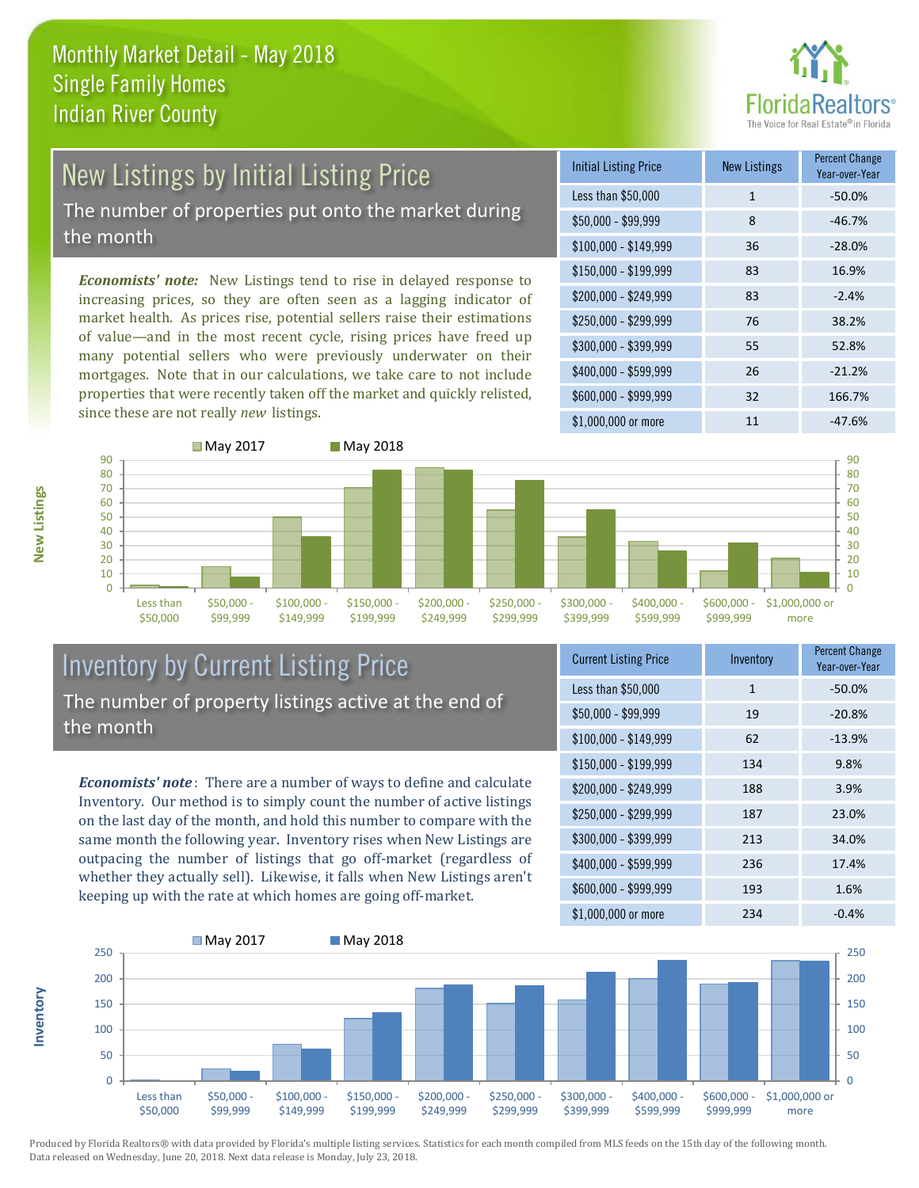# Monthly Market Detail - May 2018
## Single Family Homes
## Indian River County

## New Listings by Initial Listing Price

The number of properties put onto the market during the month

*Economists' note:* New Listings tend to rise in delayed response to increasing prices, so they are often seen as a lagging indicator of market health. As prices rise, potential sellers raise their estimations of value—and in the most recent cycle, rising prices have freed up many potential sellers who were previously underwater on their mortgages. Note that in our calculations, we take care to not include properties that were recently taken off the market and quickly relisted, since these are not really *new* listings.

| Initial Listing Price | New Listings | Percent Change Year-over-Year |
|---|---|---|
| Less than $50,000 | 1 | -50.0% |
| $50,000 - $99,999 | 8 | -46.7% |
| $100,000 - $149,999 | 36 | -28.0% |
| $150,000 - $199,999 | 83 | 16.9% |
| $200,000 - $249,999 | 83 | -2.4% |
| $250,000 - $299,999 | 76 | 38.2% |
| $300,000 - $399,999 | 55 | 52.8% |
| $400,000 - $599,999 | 26 | -21.2% |
| $600,000 - $999,999 | 32 | 166.7% |
| $1,000,000 or more | 11 | -47.6% |

## Inventory by Current Listing Price

The number of property listings active at the end of the month

*Economists' note*: There are a number of ways to define and calculate Inventory. Our method is to simply count the number of active listings on the last day of the month, and hold this number to compare with the same month the following year. Inventory rises when New Listings are outpacing the number of listings that go off-market (regardless of whether they actually sell). Likewise, it falls when New Listings aren't keeping up with the rate at which homes are going off-market.

| Current Listing Price | Inventory | Percent Change Year-over-Year |
|---|---|---|
| Less than $50,000 | 1 | -50.0% |
| $50,000 - $99,999 | 19 | -20.8% |
| $100,000 - $149,999 | 62 | -13.9% |
| $150,000 - $199,999 | 134 | 9.8% |
| $200,000 - $249,999 | 188 | 3.9% |
| $250,000 - $299,999 | 187 | 23.0% |
| $300,000 - $399,999 | 213 | 34.0% |
| $400,000 - $599,999 | 236 | 17.4% |
| $600,000 - $999,999 | 193 | 1.6% |
| $1,000,000 or more | 234 | -0.4% |

Produced by Florida Realtors® with data provided by Florida's multiple listing services. Statistics for each month compiled from MLS feeds on the 15th day of the following month. Data released on Wednesday, June 20, 2018. Next data release is Monday, July 23, 2018.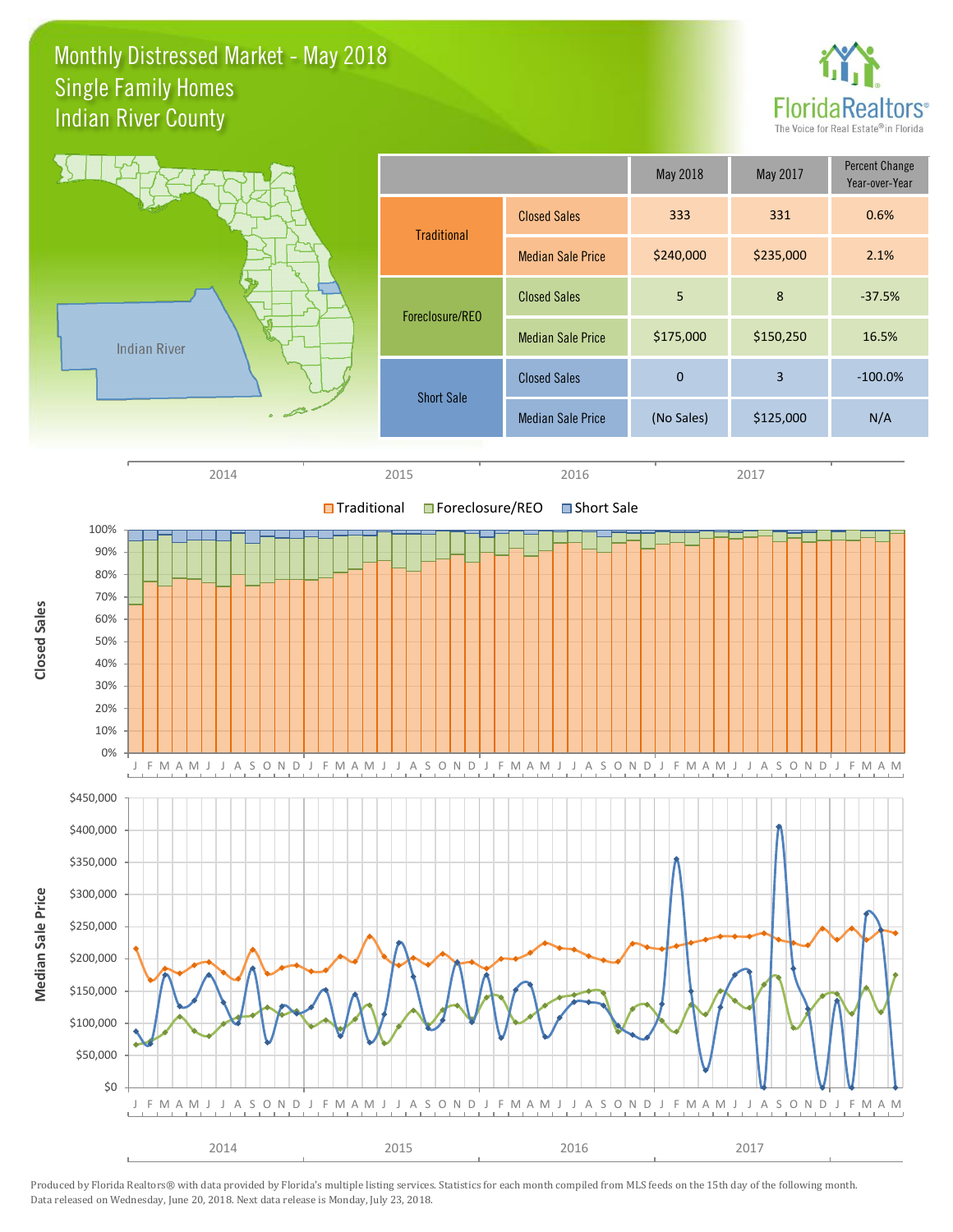# Monthly Distressed Market - May 2018
## Single Family Homes
## Indian River County

FloridaRealtors®
The Voice for Real Estate® in Florida

Indian River

| | | May 2018 | May 2017 | Percent Change Year-over-Year |
|---|---|---|---|---|
| Traditional | Closed Sales | 333 | 331 | 0.6% |
| | Median Sale Price | $240,000 | $235,000 | 2.1% |
| Foreclosure/REO | Closed Sales | 5 | 8 | -37.5% |
| | Median Sale Price | $175,000 | $150,250 | 16.5% |
| Short Sale | Closed Sales | 0 | 3 | -100.0% |
| | Median Sale Price | (No Sales) | $125,000 | N/A |

2014 2015 2016 2017

Traditional Foreclosure/REO Short Sale

Closed Sales

100% 90% 80% 70% 60% 50% 40% 30% 20% 10% 0%

J F M A M J J A S O N D J F M A M J J A S O N D J F M A M J J A S O N D J F M A M J J A S O N D J F M A M

Median Sale Price

$450,000 $400,000 $350,000 $300,000 $250,000 $200,000 $150,000 $100,000 $50,000 $0

J F M A M J J A S O N D J F M A M J J A S O N D J F M A M J J A S O N D J F M A M J J A S O N D J F M A M

2014 2015 2016 2017

Produced by Florida Realtors® with data provided by Florida's multiple listing services. Statistics for each month compiled from MLS feeds on the 15th day of the following month.
Data released on Wednesday, June 20, 2018. Next data release is Monday, July 23, 2018.